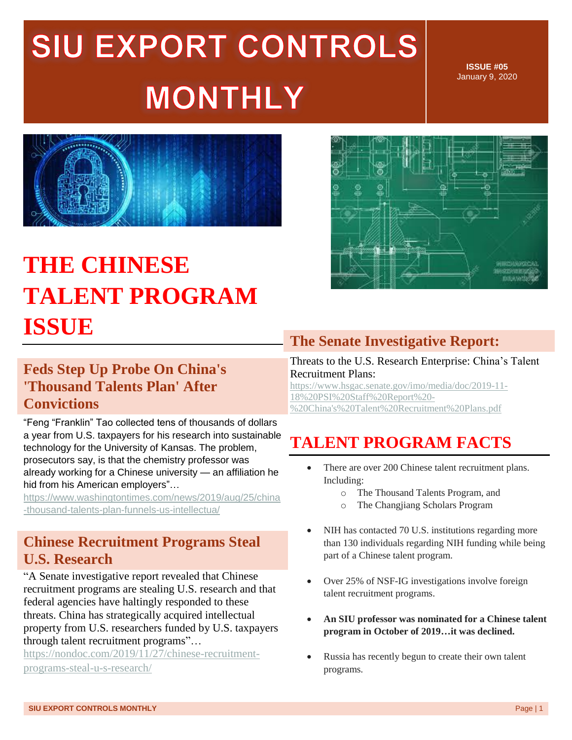# SIU EXPORT CONTROLS MONTHLY

**ISSUE #05**
January 9, 2020

# THE CHINESE TALENT PROGRAM ISSUE

## Feds Step Up Probe On China's 'Thousand Talents Plan' After Convictions

"Feng "Franklin" Tao collected tens of thousands of dollars a year from U.S. taxpayers for his research into sustainable technology for the University of Kansas. The problem, prosecutors say, is that the chemistry professor was already working for a Chinese university — an affiliation he hid from his American employers"…
https://www.washingtontimes.com/news/2019/aug/25/china-thousand-talents-plan-funnels-us-intellectua/

## Chinese Recruitment Programs Steal U.S. Research

"A Senate investigative report revealed that Chinese recruitment programs are stealing U.S. research and that federal agencies have haltingly responded to these threats. China has strategically acquired intellectual property from U.S. researchers funded by U.S. taxpayers through talent recruitment programs"…
https://nondoc.com/2019/11/27/chinese-recruitment-programs-steal-u-s-research/

## The Senate Investigative Report:

Threats to the U.S. Research Enterprise: China's Talent Recruitment Plans:
https://www.hsgac.senate.gov/imo/media/doc/2019-11-18%20PSI%20Staff%20Report%20-%20China's%20Talent%20Recruitment%20Plans.pdf

## TALENT PROGRAM FACTS

- There are over 200 Chinese talent recruitment plans. Including:
  - The Thousand Talents Program, and
  - The Changjiang Scholars Program
- NIH has contacted 70 U.S. institutions regarding more than 130 individuals regarding NIH funding while being part of a Chinese talent program.
- Over 25% of NSF-IG investigations involve foreign talent recruitment programs.
- **An SIU professor was nominated for a Chinese talent program in October of 2019…it was declined.**
- Russia has recently begun to create their own talent programs.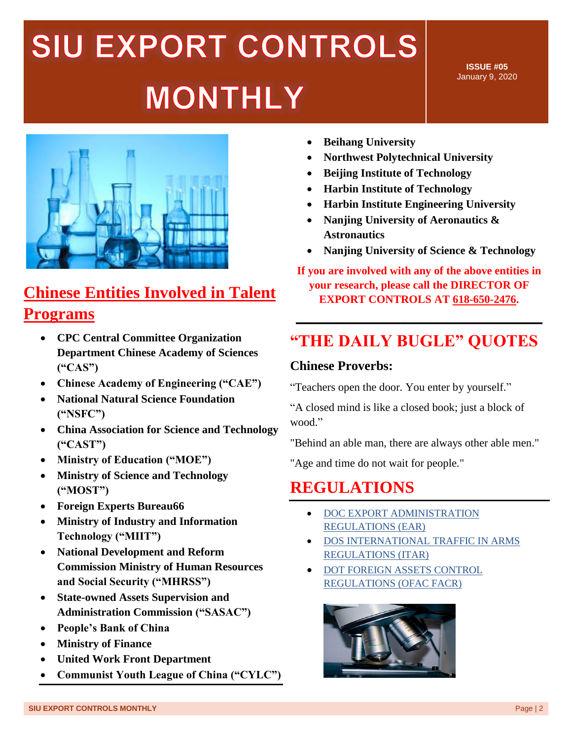# SIU EXPORT CONTROLS MONTHLY

**ISSUE #05**
January 9, 2020

## Chinese Entities Involved in Talent Programs

- **CPC Central Committee Organization Department Chinese Academy of Sciences ("CAS")**
- **Chinese Academy of Engineering ("CAE")**
- **National Natural Science Foundation ("NSFC")**
- **China Association for Science and Technology ("CAST")**
- **Ministry of Education ("MOE")**
- **Ministry of Science and Technology ("MOST")**
- **Foreign Experts Bureau66**
- **Ministry of Industry and Information Technology ("MIIT")**
- **National Development and Reform Commission Ministry of Human Resources and Social Security ("MHRSS")**
- **State-owned Assets Supervision and Administration Commission ("SASAC")**
- **People's Bank of China**
- **Ministry of Finance**
- **United Work Front Department**
- **Communist Youth League of China ("CYLC")**
- **Beihang University**
- **Northwest Polytechnical University**
- **Beijing Institute of Technology**
- **Harbin Institute of Technology**
- **Harbin Institute Engineering University**
- **Nanjing University of Aeronautics & Astronautics**
- **Nanjing University of Science & Technology**

**If you are involved with any of the above entities in your research, please call the DIRECTOR OF EXPORT CONTROLS AT 618-650-2476.**

## "THE DAILY BUGLE" QUOTES

### Chinese Proverbs:

"Teachers open the door. You enter by yourself."

"A closed mind is like a closed book; just a block of wood."

"Behind an able man, there are always other able men."

"Age and time do not wait for people."

## REGULATIONS

- DOC EXPORT ADMINISTRATION REGULATIONS (EAR)
- DOS INTERNATIONAL TRAFFIC IN ARMS REGULATIONS (ITAR)
- DOT FOREIGN ASSETS CONTROL REGULATIONS (OFAC FACR)